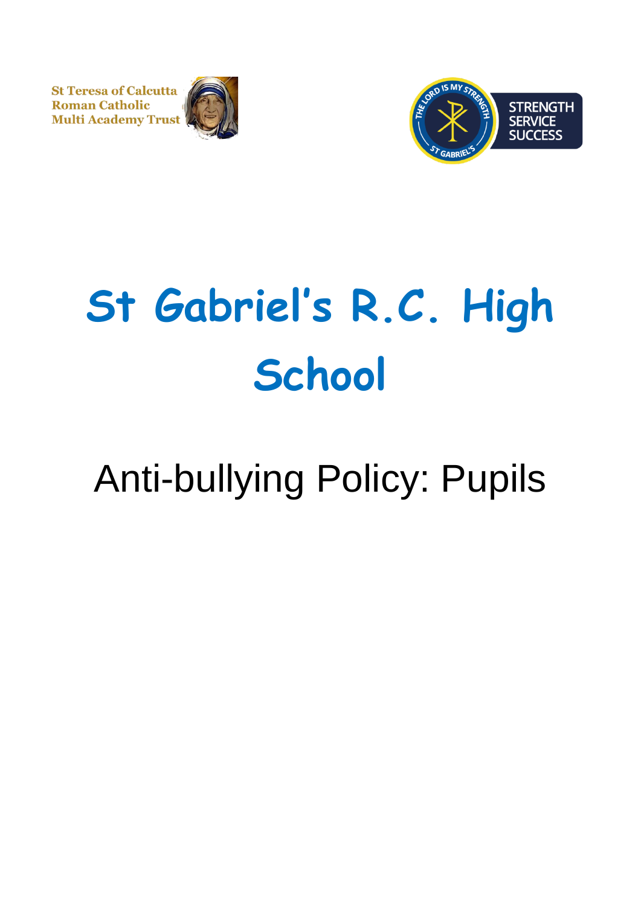St Teresa of Calcutta Roman Catholic Multi Academy Trust

THE LORD IS MY STRENGTH

ST GABRIEL'S

STRENGTH SERVICE SUCCESS

# St Gabriel's R.C. High School

## Anti-bullying Policy: Pupils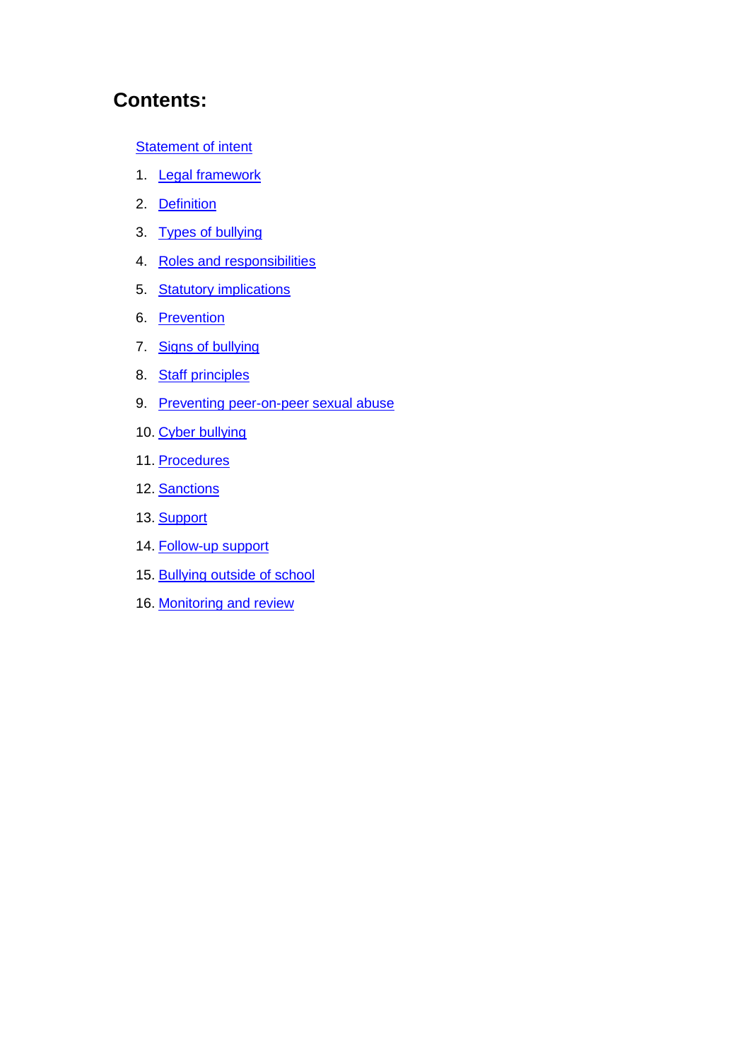## Contents:

Statement of intent

1. Legal framework
2. Definition
3. Types of bullying
4. Roles and responsibilities
5. Statutory implications
6. Prevention
7. Signs of bullying
8. Staff principles
9. Preventing peer-on-peer sexual abuse
10. Cyber bullying
11. Procedures
12. Sanctions
13. Support
14. Follow-up support
15. Bullying outside of school
16. Monitoring and review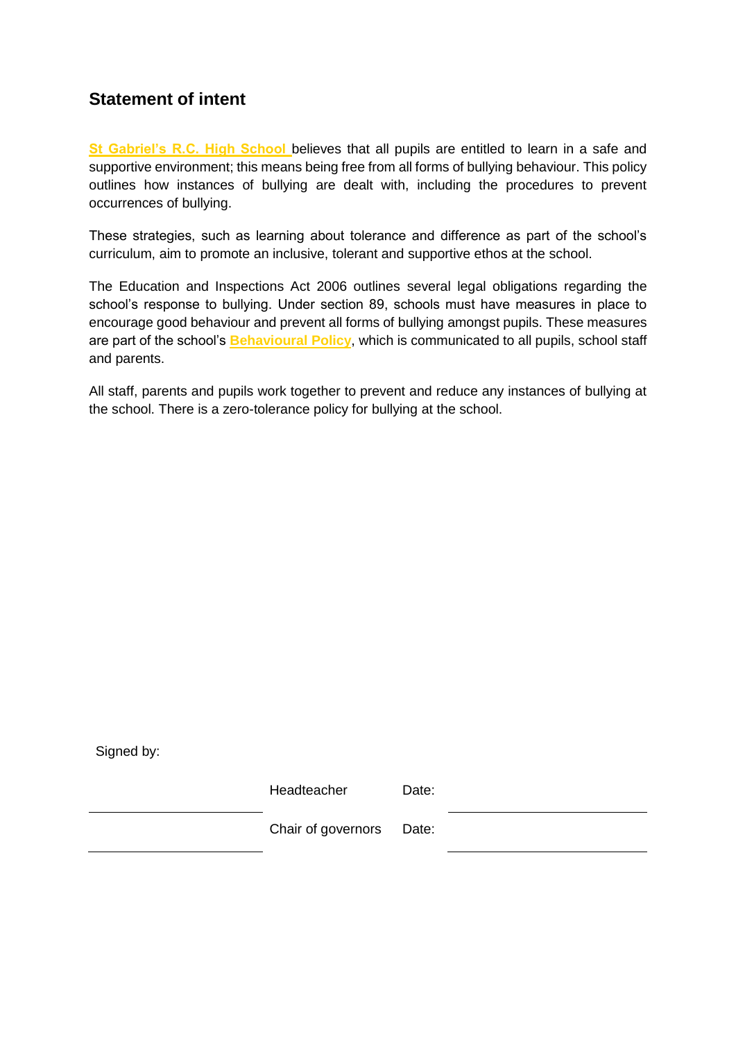## Statement of intent

**St Gabriel's R.C. High School** believes that all pupils are entitled to learn in a safe and supportive environment; this means being free from all forms of bullying behaviour. This policy outlines how instances of bullying are dealt with, including the procedures to prevent occurrences of bullying.

These strategies, such as learning about tolerance and difference as part of the school's curriculum, aim to promote an inclusive, tolerant and supportive ethos at the school.

The Education and Inspections Act 2006 outlines several legal obligations regarding the school's response to bullying. Under section 89, schools must have measures in place to encourage good behaviour and prevent all forms of bullying amongst pupils. These measures are part of the school's **Behavioural Policy**, which is communicated to all pupils, school staff and parents.

All staff, parents and pupils work together to prevent and reduce any instances of bullying at the school. There is a zero-tolerance policy for bullying at the school.

Signed by:

| | | | |
|---|---|---|---|
| ______________________ | Headteacher | Date: | ______________________ |
| ______________________ | Chair of governors | Date: | ______________________ |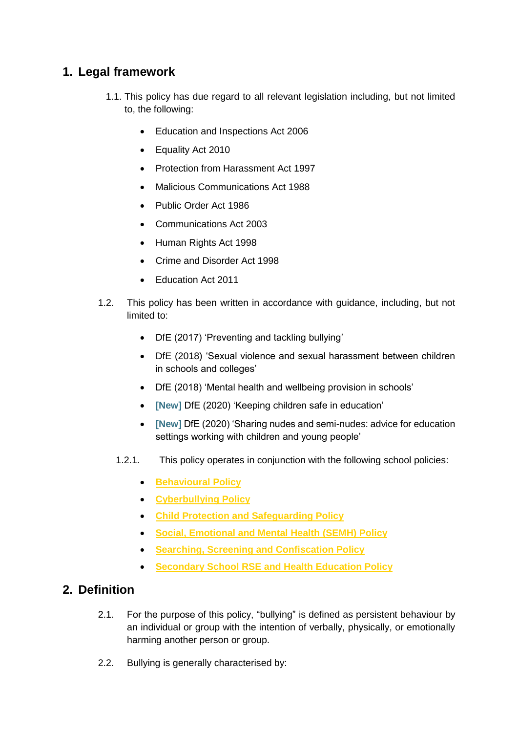## 1. Legal framework

1.1. This policy has due regard to all relevant legislation including, but not limited to, the following:

- Education and Inspections Act 2006
- Equality Act 2010
- Protection from Harassment Act 1997
- Malicious Communications Act 1988
- Public Order Act 1986
- Communications Act 2003
- Human Rights Act 1998
- Crime and Disorder Act 1998
- Education Act 2011

1.2. This policy has been written in accordance with guidance, including, but not limited to:

- DfE (2017) 'Preventing and tackling bullying'
- DfE (2018) 'Sexual violence and sexual harassment between children in schools and colleges'
- DfE (2018) 'Mental health and wellbeing provision in schools'
- **[New]** DfE (2020) 'Keeping children safe in education'
- **[New]** DfE (2020) 'Sharing nudes and semi-nudes: advice for education settings working with children and young people'

1.2.1. This policy operates in conjunction with the following school policies:

- **Behavioural Policy**
- **Cyberbullying Policy**
- **Child Protection and Safeguarding Policy**
- **Social, Emotional and Mental Health (SEMH) Policy**
- **Searching, Screening and Confiscation Policy**
- **Secondary School RSE and Health Education Policy**

## 2. Definition

2.1. For the purpose of this policy, "bullying" is defined as persistent behaviour by an individual or group with the intention of verbally, physically, or emotionally harming another person or group.

2.2. Bullying is generally characterised by: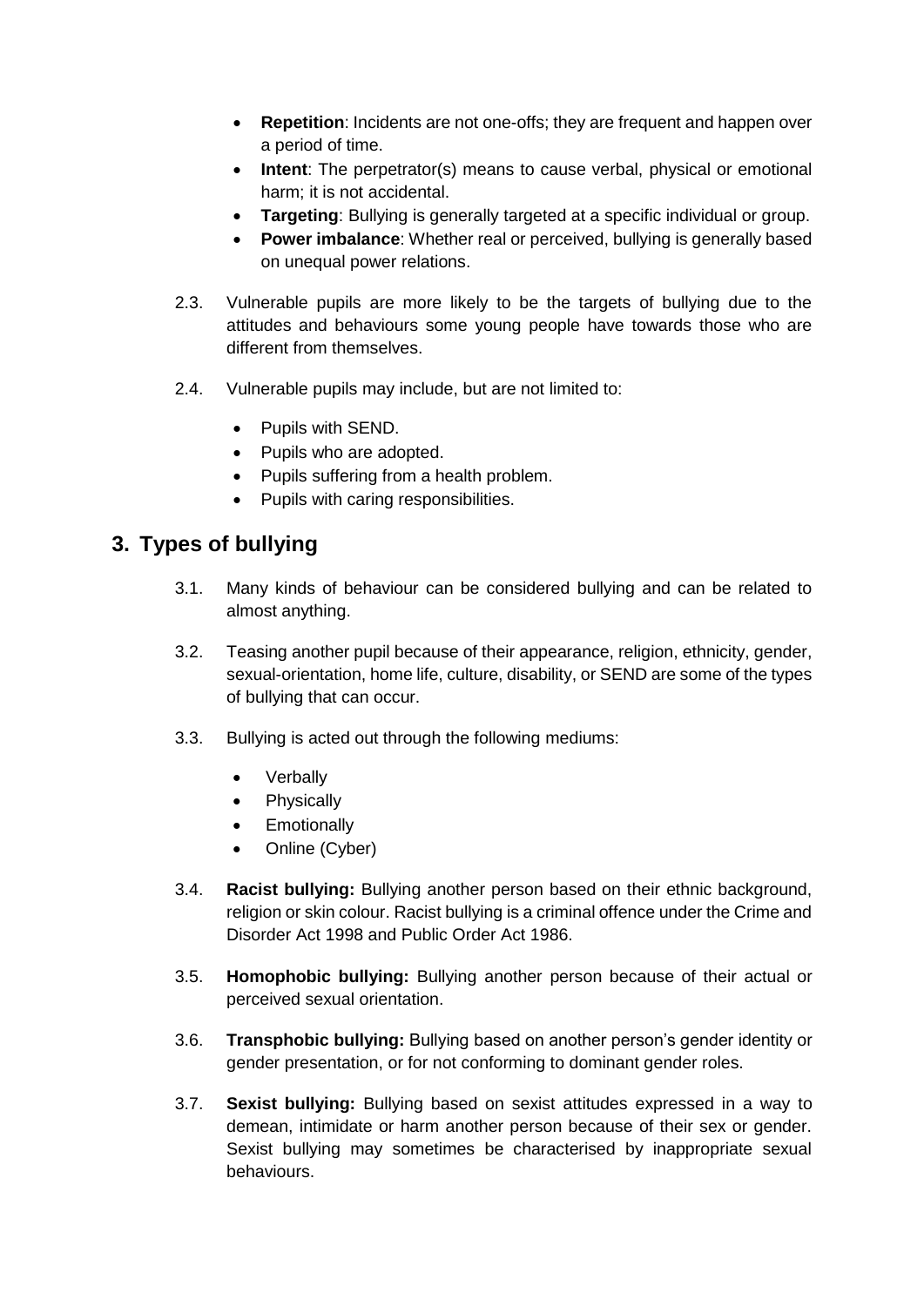- **Repetition**: Incidents are not one-offs; they are frequent and happen over a period of time.
- **Intent**: The perpetrator(s) means to cause verbal, physical or emotional harm; it is not accidental.
- **Targeting**: Bullying is generally targeted at a specific individual or group.
- **Power imbalance**: Whether real or perceived, bullying is generally based on unequal power relations.

2.3. Vulnerable pupils are more likely to be the targets of bullying due to the attitudes and behaviours some young people have towards those who are different from themselves.

2.4. Vulnerable pupils may include, but are not limited to:

- Pupils with SEND.
- Pupils who are adopted.
- Pupils suffering from a health problem.
- Pupils with caring responsibilities.

## 3. Types of bullying

3.1. Many kinds of behaviour can be considered bullying and can be related to almost anything.

3.2. Teasing another pupil because of their appearance, religion, ethnicity, gender, sexual-orientation, home life, culture, disability, or SEND are some of the types of bullying that can occur.

3.3. Bullying is acted out through the following mediums:

- Verbally
- Physically
- Emotionally
- Online (Cyber)

3.4. **Racist bullying:** Bullying another person based on their ethnic background, religion or skin colour. Racist bullying is a criminal offence under the Crime and Disorder Act 1998 and Public Order Act 1986.

3.5. **Homophobic bullying:** Bullying another person because of their actual or perceived sexual orientation.

3.6. **Transphobic bullying:** Bullying based on another person's gender identity or gender presentation, or for not conforming to dominant gender roles.

3.7. **Sexist bullying:** Bullying based on sexist attitudes expressed in a way to demean, intimidate or harm another person because of their sex or gender. Sexist bullying may sometimes be characterised by inappropriate sexual behaviours.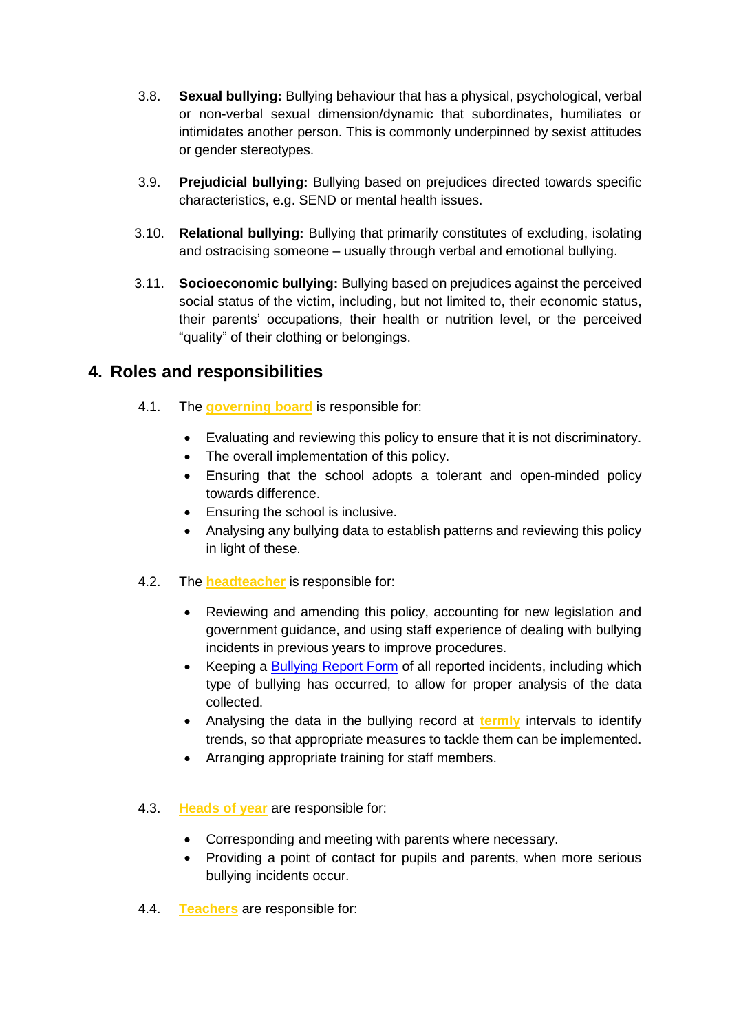3.8. **Sexual bullying:** Bullying behaviour that has a physical, psychological, verbal or non-verbal sexual dimension/dynamic that subordinates, humiliates or intimidates another person. This is commonly underpinned by sexist attitudes or gender stereotypes.

3.9. **Prejudicial bullying:** Bullying based on prejudices directed towards specific characteristics, e.g. SEND or mental health issues.

3.10. **Relational bullying:** Bullying that primarily constitutes of excluding, isolating and ostracising someone – usually through verbal and emotional bullying.

3.11. **Socioeconomic bullying:** Bullying based on prejudices against the perceived social status of the victim, including, but not limited to, their economic status, their parents' occupations, their health or nutrition level, or the perceived "quality" of their clothing or belongings.

## 4. Roles and responsibilities

4.1. The **governing board** is responsible for:

- Evaluating and reviewing this policy to ensure that it is not discriminatory.
- The overall implementation of this policy.
- Ensuring that the school adopts a tolerant and open-minded policy towards difference.
- Ensuring the school is inclusive.
- Analysing any bullying data to establish patterns and reviewing this policy in light of these.

4.2. The **headteacher** is responsible for:

- Reviewing and amending this policy, accounting for new legislation and government guidance, and using staff experience of dealing with bullying incidents in previous years to improve procedures.
- Keeping a Bullying Report Form of all reported incidents, including which type of bullying has occurred, to allow for proper analysis of the data collected.
- Analysing the data in the bullying record at **termly** intervals to identify trends, so that appropriate measures to tackle them can be implemented.
- Arranging appropriate training for staff members.

4.3. **Heads of year** are responsible for:

- Corresponding and meeting with parents where necessary.
- Providing a point of contact for pupils and parents, when more serious bullying incidents occur.

4.4. **Teachers** are responsible for: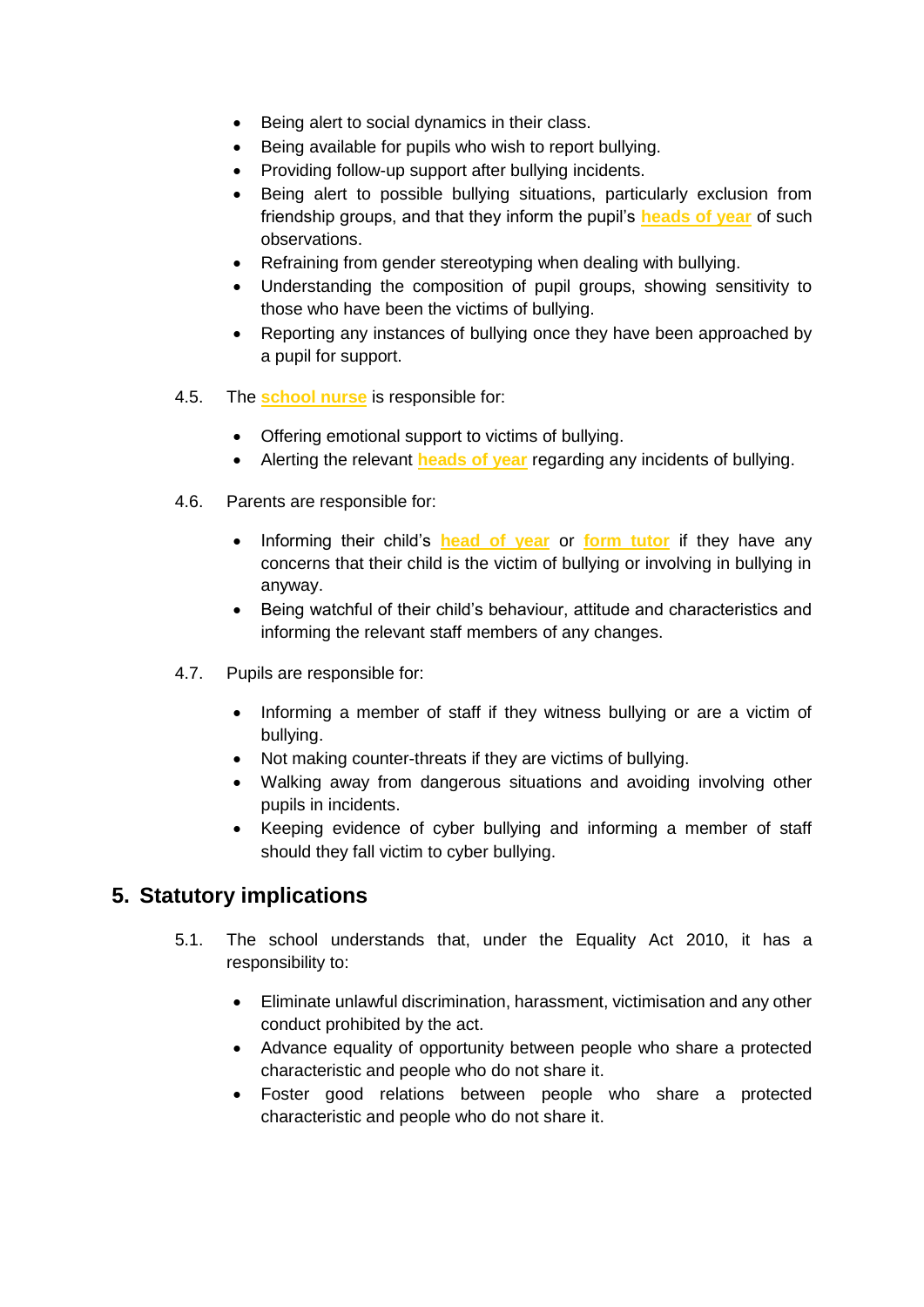- Being alert to social dynamics in their class.
- Being available for pupils who wish to report bullying.
- Providing follow-up support after bullying incidents.
- Being alert to possible bullying situations, particularly exclusion from friendship groups, and that they inform the pupil's **heads of year** of such observations.
- Refraining from gender stereotyping when dealing with bullying.
- Understanding the composition of pupil groups, showing sensitivity to those who have been the victims of bullying.
- Reporting any instances of bullying once they have been approached by a pupil for support.

4.5. The **school nurse** is responsible for:

- Offering emotional support to victims of bullying.
- Alerting the relevant **heads of year** regarding any incidents of bullying.

4.6. Parents are responsible for:

- Informing their child's **head of year** or **form tutor** if they have any concerns that their child is the victim of bullying or involving in bullying in anyway.
- Being watchful of their child's behaviour, attitude and characteristics and informing the relevant staff members of any changes.

4.7. Pupils are responsible for:

- Informing a member of staff if they witness bullying or are a victim of bullying.
- Not making counter-threats if they are victims of bullying.
- Walking away from dangerous situations and avoiding involving other pupils in incidents.
- Keeping evidence of cyber bullying and informing a member of staff should they fall victim to cyber bullying.

## 5. Statutory implications

5.1. The school understands that, under the Equality Act 2010, it has a responsibility to:

- Eliminate unlawful discrimination, harassment, victimisation and any other conduct prohibited by the act.
- Advance equality of opportunity between people who share a protected characteristic and people who do not share it.
- Foster good relations between people who share a protected characteristic and people who do not share it.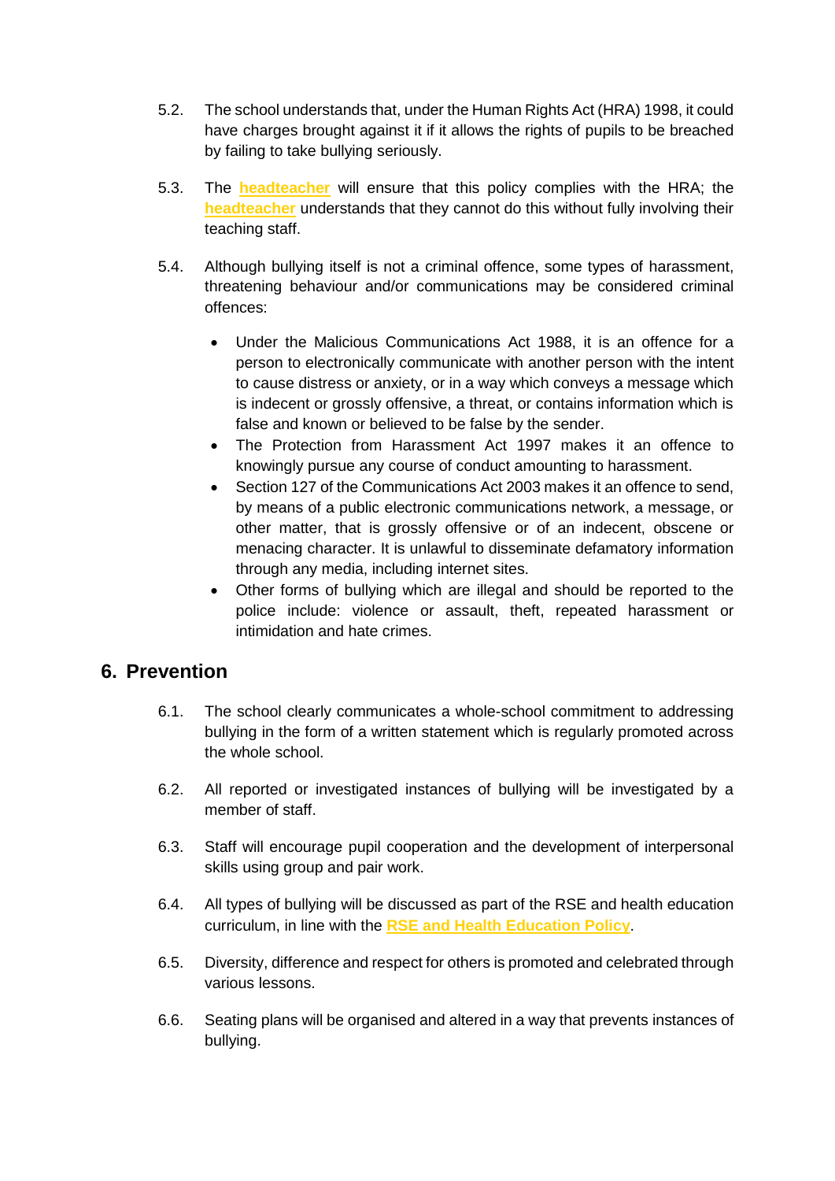5.2. The school understands that, under the Human Rights Act (HRA) 1998, it could have charges brought against it if it allows the rights of pupils to be breached by failing to take bullying seriously.

5.3. The **headteacher** will ensure that this policy complies with the HRA; the **headteacher** understands that they cannot do this without fully involving their teaching staff.

5.4. Although bullying itself is not a criminal offence, some types of harassment, threatening behaviour and/or communications may be considered criminal offences:

- Under the Malicious Communications Act 1988, it is an offence for a person to electronically communicate with another person with the intent to cause distress or anxiety, or in a way which conveys a message which is indecent or grossly offensive, a threat, or contains information which is false and known or believed to be false by the sender.
- The Protection from Harassment Act 1997 makes it an offence to knowingly pursue any course of conduct amounting to harassment.
- Section 127 of the Communications Act 2003 makes it an offence to send, by means of a public electronic communications network, a message, or other matter, that is grossly offensive or of an indecent, obscene or menacing character. It is unlawful to disseminate defamatory information through any media, including internet sites.
- Other forms of bullying which are illegal and should be reported to the police include: violence or assault, theft, repeated harassment or intimidation and hate crimes.

## 6. Prevention

6.1. The school clearly communicates a whole-school commitment to addressing bullying in the form of a written statement which is regularly promoted across the whole school.

6.2. All reported or investigated instances of bullying will be investigated by a member of staff.

6.3. Staff will encourage pupil cooperation and the development of interpersonal skills using group and pair work.

6.4. All types of bullying will be discussed as part of the RSE and health education curriculum, in line with the **RSE and Health Education Policy**.

6.5. Diversity, difference and respect for others is promoted and celebrated through various lessons.

6.6. Seating plans will be organised and altered in a way that prevents instances of bullying.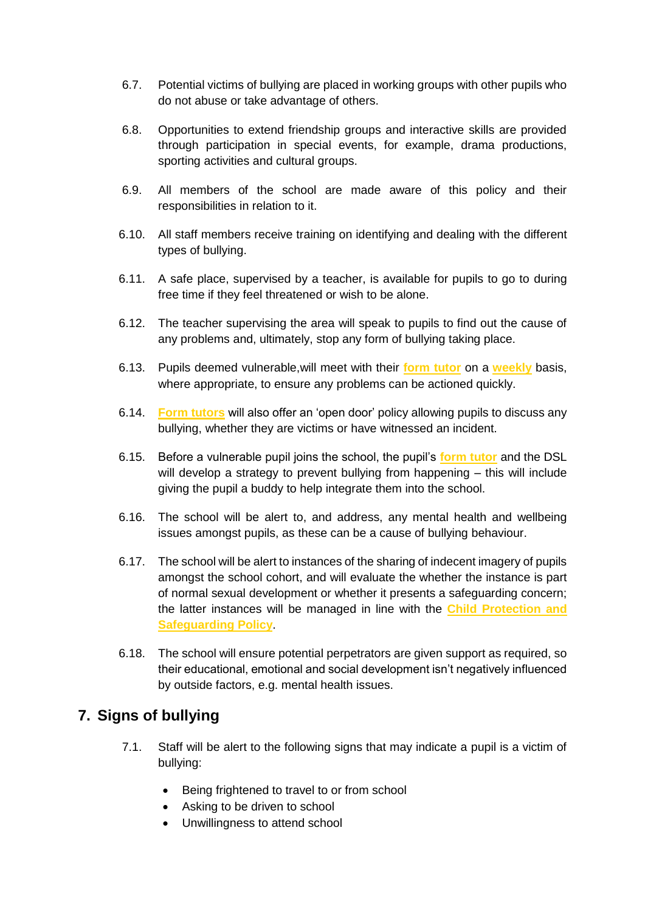6.7. Potential victims of bullying are placed in working groups with other pupils who do not abuse or take advantage of others.

6.8. Opportunities to extend friendship groups and interactive skills are provided through participation in special events, for example, drama productions, sporting activities and cultural groups.

6.9. All members of the school are made aware of this policy and their responsibilities in relation to it.

6.10. All staff members receive training on identifying and dealing with the different types of bullying.

6.11. A safe place, supervised by a teacher, is available for pupils to go to during free time if they feel threatened or wish to be alone.

6.12. The teacher supervising the area will speak to pupils to find out the cause of any problems and, ultimately, stop any form of bullying taking place.

6.13. Pupils deemed vulnerable,will meet with their **form tutor** on a **weekly** basis, where appropriate, to ensure any problems can be actioned quickly.

6.14. **Form tutors** will also offer an 'open door' policy allowing pupils to discuss any bullying, whether they are victims or have witnessed an incident.

6.15. Before a vulnerable pupil joins the school, the pupil's **form tutor** and the DSL will develop a strategy to prevent bullying from happening – this will include giving the pupil a buddy to help integrate them into the school.

6.16. The school will be alert to, and address, any mental health and wellbeing issues amongst pupils, as these can be a cause of bullying behaviour.

6.17. The school will be alert to instances of the sharing of indecent imagery of pupils amongst the school cohort, and will evaluate the whether the instance is part of normal sexual development or whether it presents a safeguarding concern; the latter instances will be managed in line with the **Child Protection and Safeguarding Policy**.

6.18. The school will ensure potential perpetrators are given support as required, so their educational, emotional and social development isn't negatively influenced by outside factors, e.g. mental health issues.

## 7. Signs of bullying

7.1. Staff will be alert to the following signs that may indicate a pupil is a victim of bullying:

- Being frightened to travel to or from school
- Asking to be driven to school
- Unwillingness to attend school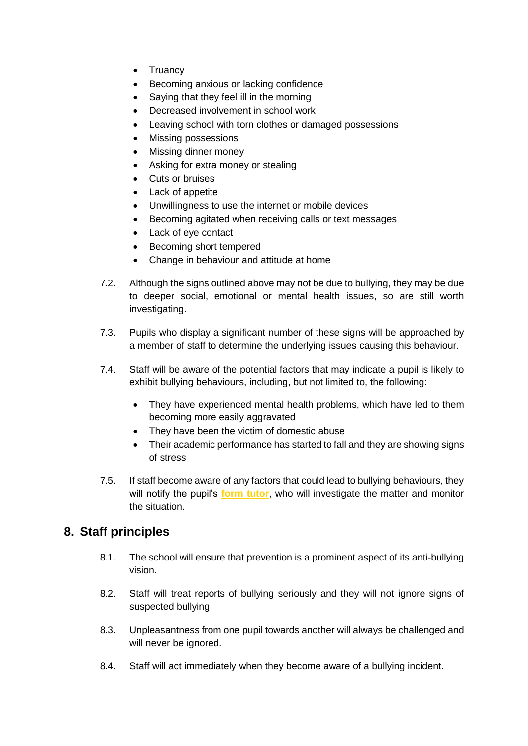- Truancy
- Becoming anxious or lacking confidence
- Saying that they feel ill in the morning
- Decreased involvement in school work
- Leaving school with torn clothes or damaged possessions
- Missing possessions
- Missing dinner money
- Asking for extra money or stealing
- Cuts or bruises
- Lack of appetite
- Unwillingness to use the internet or mobile devices
- Becoming agitated when receiving calls or text messages
- Lack of eye contact
- Becoming short tempered
- Change in behaviour and attitude at home

7.2. Although the signs outlined above may not be due to bullying, they may be due to deeper social, emotional or mental health issues, so are still worth investigating.

7.3. Pupils who display a significant number of these signs will be approached by a member of staff to determine the underlying issues causing this behaviour.

7.4. Staff will be aware of the potential factors that may indicate a pupil is likely to exhibit bullying behaviours, including, but not limited to, the following:

- They have experienced mental health problems, which have led to them becoming more easily aggravated
- They have been the victim of domestic abuse
- Their academic performance has started to fall and they are showing signs of stress

7.5. If staff become aware of any factors that could lead to bullying behaviours, they will notify the pupil's **form tutor**, who will investigate the matter and monitor the situation.

## 8. Staff principles

8.1. The school will ensure that prevention is a prominent aspect of its anti-bullying vision.

8.2. Staff will treat reports of bullying seriously and they will not ignore signs of suspected bullying.

8.3. Unpleasantness from one pupil towards another will always be challenged and will never be ignored.

8.4. Staff will act immediately when they become aware of a bullying incident.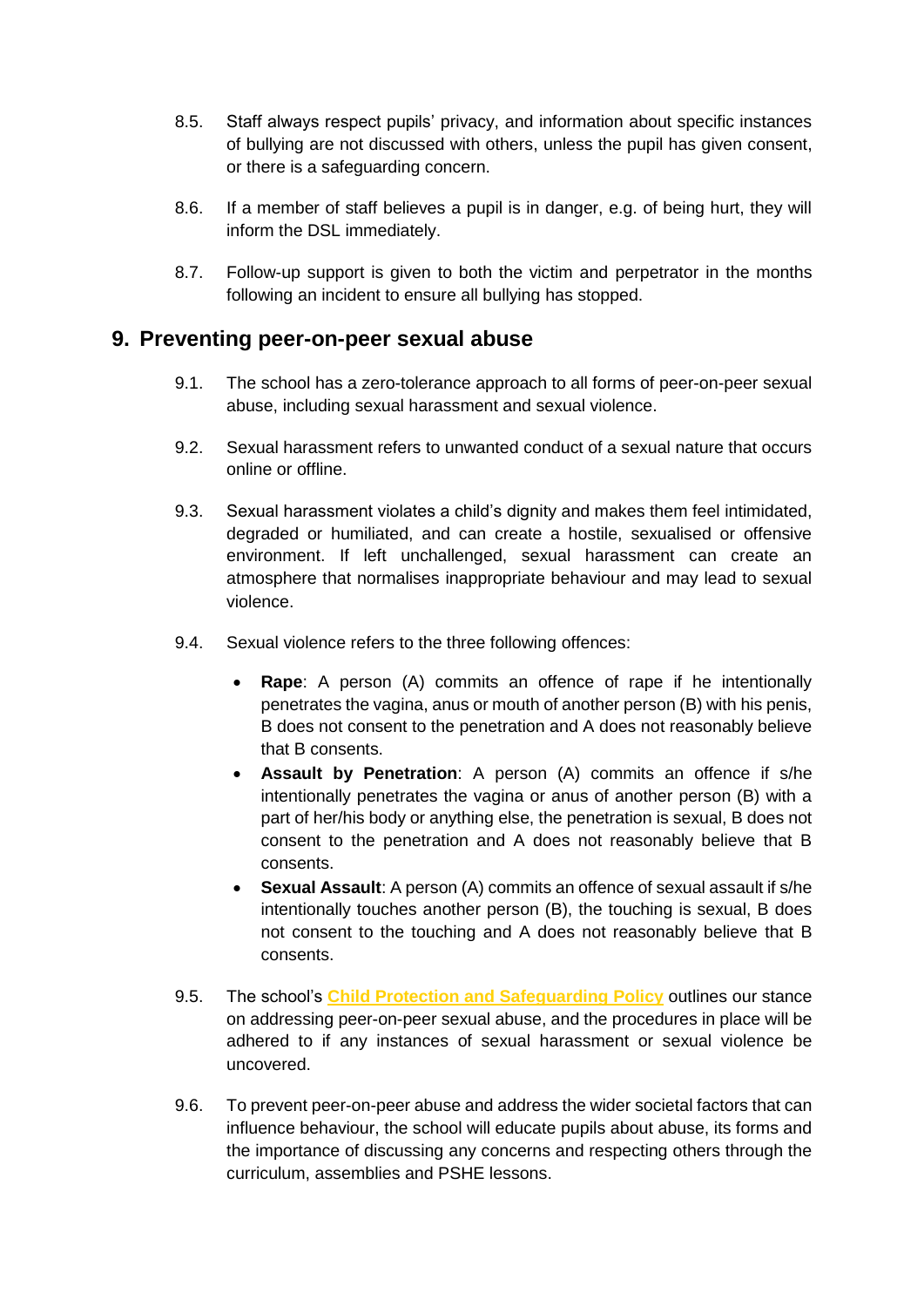8.5. Staff always respect pupils' privacy, and information about specific instances of bullying are not discussed with others, unless the pupil has given consent, or there is a safeguarding concern.

8.6. If a member of staff believes a pupil is in danger, e.g. of being hurt, they will inform the DSL immediately.

8.7. Follow-up support is given to both the victim and perpetrator in the months following an incident to ensure all bullying has stopped.

## 9. Preventing peer-on-peer sexual abuse

9.1. The school has a zero-tolerance approach to all forms of peer-on-peer sexual abuse, including sexual harassment and sexual violence.

9.2. Sexual harassment refers to unwanted conduct of a sexual nature that occurs online or offline.

9.3. Sexual harassment violates a child's dignity and makes them feel intimidated, degraded or humiliated, and can create a hostile, sexualised or offensive environment. If left unchallenged, sexual harassment can create an atmosphere that normalises inappropriate behaviour and may lead to sexual violence.

9.4. Sexual violence refers to the three following offences:

- **Rape**: A person (A) commits an offence of rape if he intentionally penetrates the vagina, anus or mouth of another person (B) with his penis, B does not consent to the penetration and A does not reasonably believe that B consents.
- **Assault by Penetration**: A person (A) commits an offence if s/he intentionally penetrates the vagina or anus of another person (B) with a part of her/his body or anything else, the penetration is sexual, B does not consent to the penetration and A does not reasonably believe that B consents.
- **Sexual Assault**: A person (A) commits an offence of sexual assault if s/he intentionally touches another person (B), the touching is sexual, B does not consent to the touching and A does not reasonably believe that B consents.

9.5. The school's **Child Protection and Safeguarding Policy** outlines our stance on addressing peer-on-peer sexual abuse, and the procedures in place will be adhered to if any instances of sexual harassment or sexual violence be uncovered.

9.6. To prevent peer-on-peer abuse and address the wider societal factors that can influence behaviour, the school will educate pupils about abuse, its forms and the importance of discussing any concerns and respecting others through the curriculum, assemblies and PSHE lessons.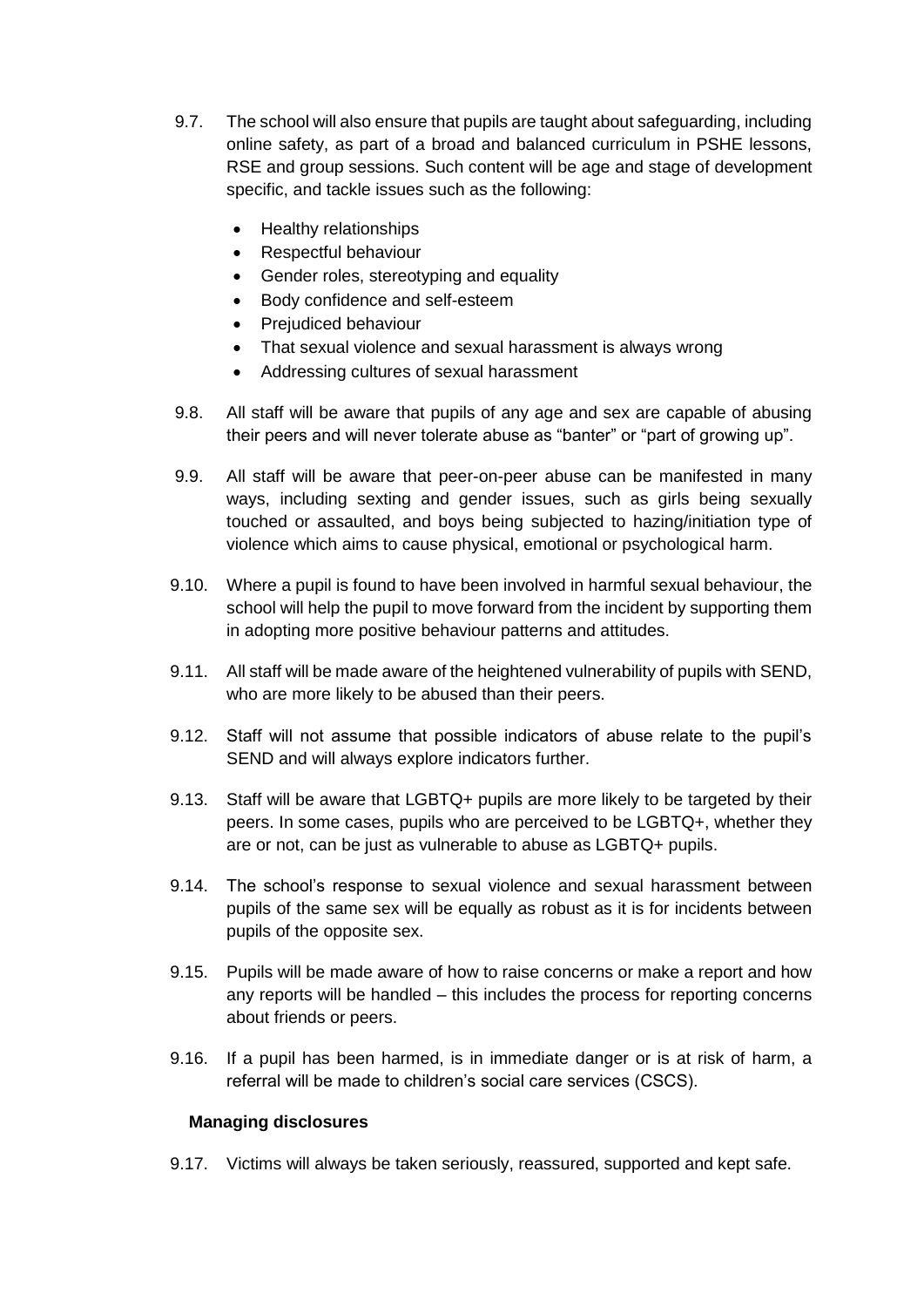9.7. The school will also ensure that pupils are taught about safeguarding, including online safety, as part of a broad and balanced curriculum in PSHE lessons, RSE and group sessions. Such content will be age and stage of development specific, and tackle issues such as the following:

- Healthy relationships
- Respectful behaviour
- Gender roles, stereotyping and equality
- Body confidence and self-esteem
- Prejudiced behaviour
- That sexual violence and sexual harassment is always wrong
- Addressing cultures of sexual harassment

9.8. All staff will be aware that pupils of any age and sex are capable of abusing their peers and will never tolerate abuse as "banter" or "part of growing up".

9.9. All staff will be aware that peer-on-peer abuse can be manifested in many ways, including sexting and gender issues, such as girls being sexually touched or assaulted, and boys being subjected to hazing/initiation type of violence which aims to cause physical, emotional or psychological harm.

9.10. Where a pupil is found to have been involved in harmful sexual behaviour, the school will help the pupil to move forward from the incident by supporting them in adopting more positive behaviour patterns and attitudes.

9.11. All staff will be made aware of the heightened vulnerability of pupils with SEND, who are more likely to be abused than their peers.

9.12. Staff will not assume that possible indicators of abuse relate to the pupil's SEND and will always explore indicators further.

9.13. Staff will be aware that LGBTQ+ pupils are more likely to be targeted by their peers. In some cases, pupils who are perceived to be LGBTQ+, whether they are or not, can be just as vulnerable to abuse as LGBTQ+ pupils.

9.14. The school's response to sexual violence and sexual harassment between pupils of the same sex will be equally as robust as it is for incidents between pupils of the opposite sex.

9.15. Pupils will be made aware of how to raise concerns or make a report and how any reports will be handled – this includes the process for reporting concerns about friends or peers.

9.16. If a pupil has been harmed, is in immediate danger or is at risk of harm, a referral will be made to children's social care services (CSCS).

**Managing disclosures**

9.17. Victims will always be taken seriously, reassured, supported and kept safe.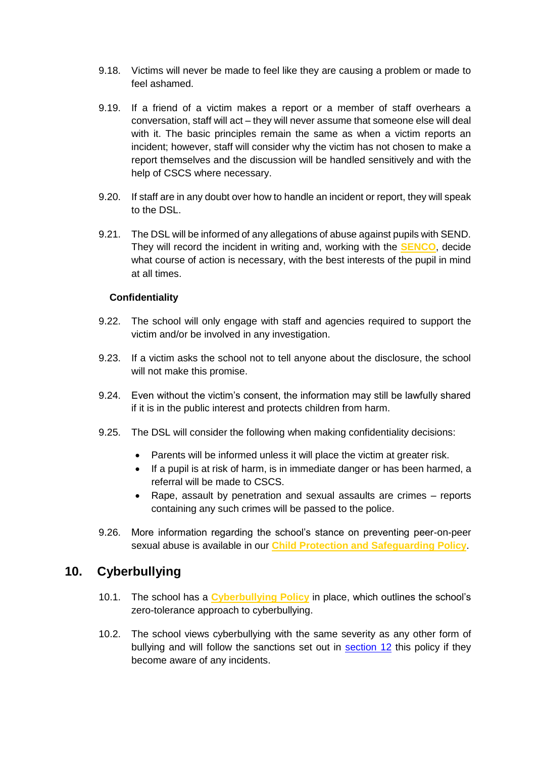9.18. Victims will never be made to feel like they are causing a problem or made to feel ashamed.

9.19. If a friend of a victim makes a report or a member of staff overhears a conversation, staff will act – they will never assume that someone else will deal with it. The basic principles remain the same as when a victim reports an incident; however, staff will consider why the victim has not chosen to make a report themselves and the discussion will be handled sensitively and with the help of CSCS where necessary.

9.20. If staff are in any doubt over how to handle an incident or report, they will speak to the DSL.

9.21. The DSL will be informed of any allegations of abuse against pupils with SEND. They will record the incident in writing and, working with the **SENCO**, decide what course of action is necessary, with the best interests of the pupil in mind at all times.

**Confidentiality**

9.22. The school will only engage with staff and agencies required to support the victim and/or be involved in any investigation.

9.23. If a victim asks the school not to tell anyone about the disclosure, the school will not make this promise.

9.24. Even without the victim's consent, the information may still be lawfully shared if it is in the public interest and protects children from harm.

9.25. The DSL will consider the following when making confidentiality decisions:

- Parents will be informed unless it will place the victim at greater risk.
- If a pupil is at risk of harm, is in immediate danger or has been harmed, a referral will be made to CSCS.
- Rape, assault by penetration and sexual assaults are crimes – reports containing any such crimes will be passed to the police.

9.26. More information regarding the school's stance on preventing peer-on-peer sexual abuse is available in our **Child Protection and Safeguarding Policy**.

## 10. Cyberbullying

10.1. The school has a **Cyberbullying Policy** in place, which outlines the school's zero-tolerance approach to cyberbullying.

10.2. The school views cyberbullying with the same severity as any other form of bullying and will follow the sanctions set out in section 12 this policy if they become aware of any incidents.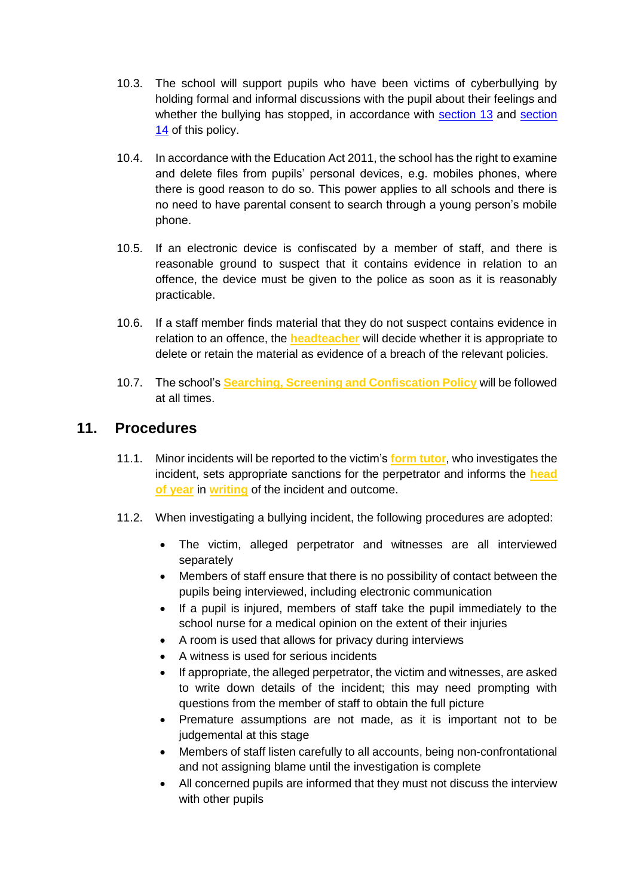10.3. The school will support pupils who have been victims of cyberbullying by holding formal and informal discussions with the pupil about their feelings and whether the bullying has stopped, in accordance with section 13 and section 14 of this policy.

10.4. In accordance with the Education Act 2011, the school has the right to examine and delete files from pupils' personal devices, e.g. mobiles phones, where there is good reason to do so. This power applies to all schools and there is no need to have parental consent to search through a young person's mobile phone.

10.5. If an electronic device is confiscated by a member of staff, and there is reasonable ground to suspect that it contains evidence in relation to an offence, the device must be given to the police as soon as it is reasonably practicable.

10.6. If a staff member finds material that they do not suspect contains evidence in relation to an offence, the **headteacher** will decide whether it is appropriate to delete or retain the material as evidence of a breach of the relevant policies.

10.7. The school's **Searching, Screening and Confiscation Policy** will be followed at all times.

## 11. Procedures

11.1. Minor incidents will be reported to the victim's **form tutor**, who investigates the incident, sets appropriate sanctions for the perpetrator and informs the **head of year** in **writing** of the incident and outcome.

11.2. When investigating a bullying incident, the following procedures are adopted:

- The victim, alleged perpetrator and witnesses are all interviewed separately
- Members of staff ensure that there is no possibility of contact between the pupils being interviewed, including electronic communication
- If a pupil is injured, members of staff take the pupil immediately to the school nurse for a medical opinion on the extent of their injuries
- A room is used that allows for privacy during interviews
- A witness is used for serious incidents
- If appropriate, the alleged perpetrator, the victim and witnesses, are asked to write down details of the incident; this may need prompting with questions from the member of staff to obtain the full picture
- Premature assumptions are not made, as it is important not to be judgemental at this stage
- Members of staff listen carefully to all accounts, being non-confrontational and not assigning blame until the investigation is complete
- All concerned pupils are informed that they must not discuss the interview with other pupils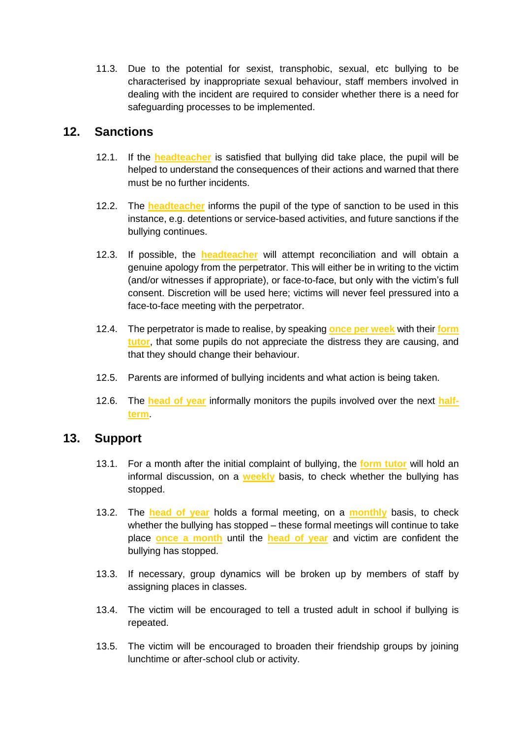11.3. Due to the potential for sexist, transphobic, sexual, etc bullying to be characterised by inappropriate sexual behaviour, staff members involved in dealing with the incident are required to consider whether there is a need for safeguarding processes to be implemented.

## 12. Sanctions

12.1. If the **headteacher** is satisfied that bullying did take place, the pupil will be helped to understand the consequences of their actions and warned that there must be no further incidents.

12.2. The **headteacher** informs the pupil of the type of sanction to be used in this instance, e.g. detentions or service-based activities, and future sanctions if the bullying continues.

12.3. If possible, the **headteacher** will attempt reconciliation and will obtain a genuine apology from the perpetrator. This will either be in writing to the victim (and/or witnesses if appropriate), or face-to-face, but only with the victim's full consent. Discretion will be used here; victims will never feel pressured into a face-to-face meeting with the perpetrator.

12.4. The perpetrator is made to realise, by speaking **once per week** with their **form tutor**, that some pupils do not appreciate the distress they are causing, and that they should change their behaviour.

12.5. Parents are informed of bullying incidents and what action is being taken.

12.6. The **head of year** informally monitors the pupils involved over the next **half-term**.

## 13. Support

13.1. For a month after the initial complaint of bullying, the **form tutor** will hold an informal discussion, on a **weekly** basis, to check whether the bullying has stopped.

13.2. The **head of year** holds a formal meeting, on a **monthly** basis, to check whether the bullying has stopped – these formal meetings will continue to take place **once a month** until the **head of year** and victim are confident the bullying has stopped.

13.3. If necessary, group dynamics will be broken up by members of staff by assigning places in classes.

13.4. The victim will be encouraged to tell a trusted adult in school if bullying is repeated.

13.5. The victim will be encouraged to broaden their friendship groups by joining lunchtime or after-school club or activity.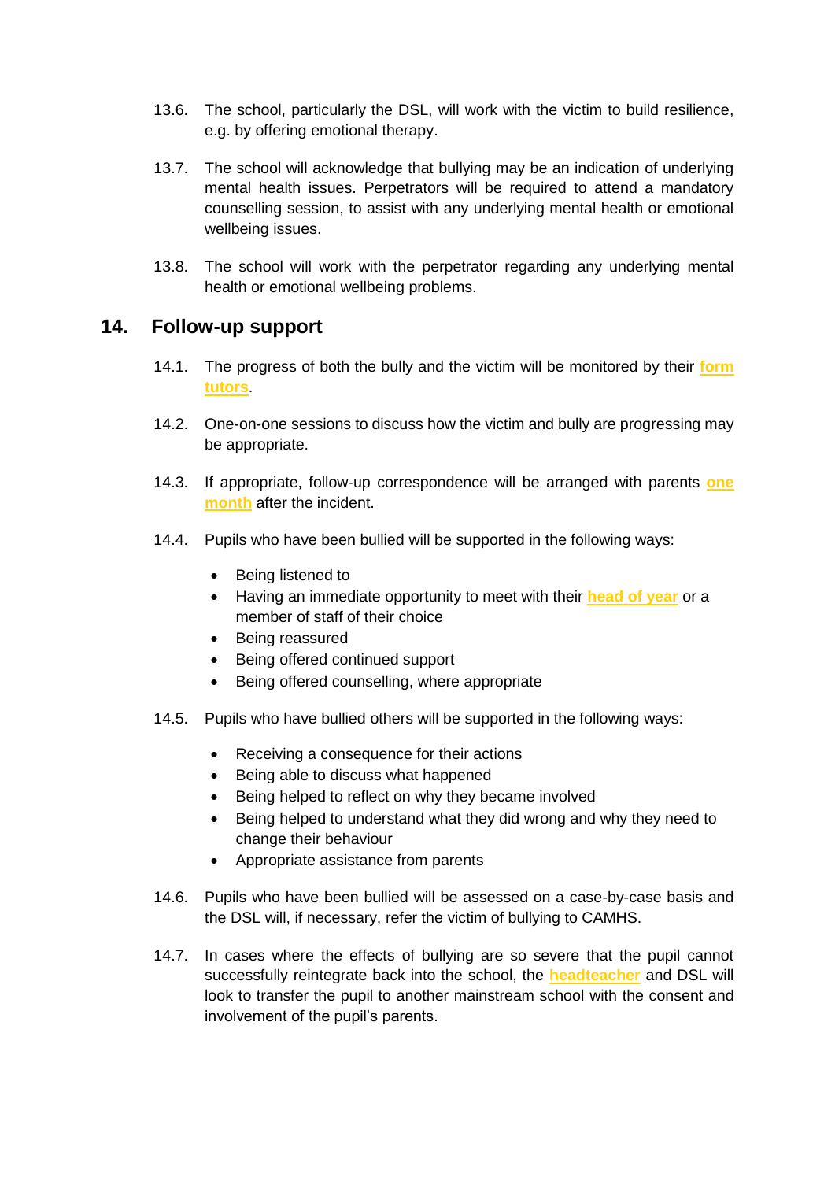13.6. The school, particularly the DSL, will work with the victim to build resilience, e.g. by offering emotional therapy.

13.7. The school will acknowledge that bullying may be an indication of underlying mental health issues. Perpetrators will be required to attend a mandatory counselling session, to assist with any underlying mental health or emotional wellbeing issues.

13.8. The school will work with the perpetrator regarding any underlying mental health or emotional wellbeing problems.

## 14. Follow-up support

14.1. The progress of both the bully and the victim will be monitored by their **form tutors**.

14.2. One-on-one sessions to discuss how the victim and bully are progressing may be appropriate.

14.3. If appropriate, follow-up correspondence will be arranged with parents **one month** after the incident.

14.4. Pupils who have been bullied will be supported in the following ways:

- Being listened to
- Having an immediate opportunity to meet with their **head of year** or a member of staff of their choice
- Being reassured
- Being offered continued support
- Being offered counselling, where appropriate

14.5. Pupils who have bullied others will be supported in the following ways:

- Receiving a consequence for their actions
- Being able to discuss what happened
- Being helped to reflect on why they became involved
- Being helped to understand what they did wrong and why they need to change their behaviour
- Appropriate assistance from parents

14.6. Pupils who have been bullied will be assessed on a case-by-case basis and the DSL will, if necessary, refer the victim of bullying to CAMHS.

14.7. In cases where the effects of bullying are so severe that the pupil cannot successfully reintegrate back into the school, the **headteacher** and DSL will look to transfer the pupil to another mainstream school with the consent and involvement of the pupil's parents.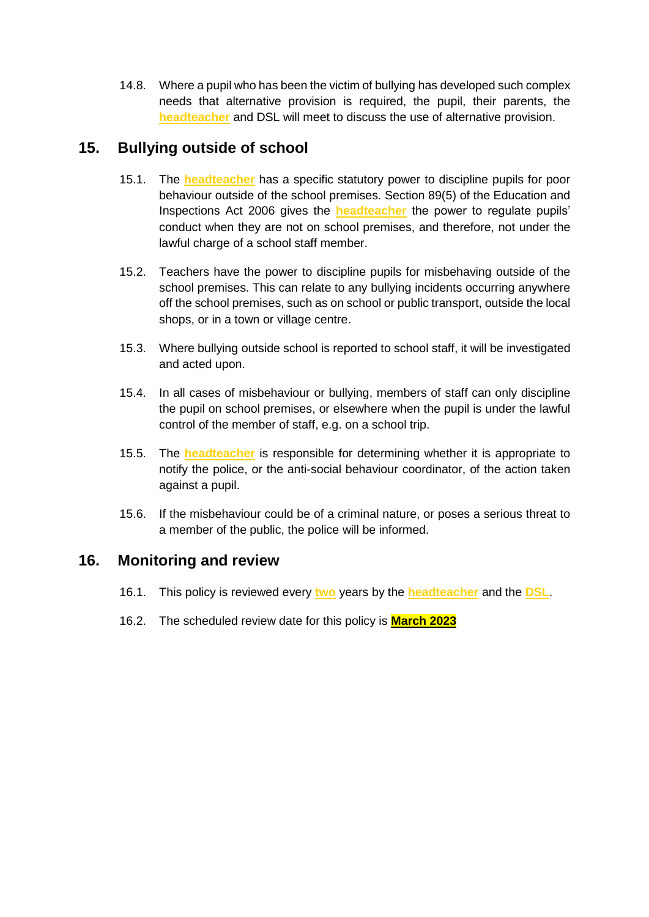14.8. Where a pupil who has been the victim of bullying has developed such complex needs that alternative provision is required, the pupil, their parents, the **headteacher** and DSL will meet to discuss the use of alternative provision.

## 15. Bullying outside of school

15.1. The **headteacher** has a specific statutory power to discipline pupils for poor behaviour outside of the school premises. Section 89(5) of the Education and Inspections Act 2006 gives the **headteacher** the power to regulate pupils' conduct when they are not on school premises, and therefore, not under the lawful charge of a school staff member.

15.2. Teachers have the power to discipline pupils for misbehaving outside of the school premises. This can relate to any bullying incidents occurring anywhere off the school premises, such as on school or public transport, outside the local shops, or in a town or village centre.

15.3. Where bullying outside school is reported to school staff, it will be investigated and acted upon.

15.4. In all cases of misbehaviour or bullying, members of staff can only discipline the pupil on school premises, or elsewhere when the pupil is under the lawful control of the member of staff, e.g. on a school trip.

15.5. The **headteacher** is responsible for determining whether it is appropriate to notify the police, or the anti-social behaviour coordinator, of the action taken against a pupil.

15.6. If the misbehaviour could be of a criminal nature, or poses a serious threat to a member of the public, the police will be informed.

## 16. Monitoring and review

16.1. This policy is reviewed every **two** years by the **headteacher** and the **DSL**.

16.2. The scheduled review date for this policy is **March 2023**